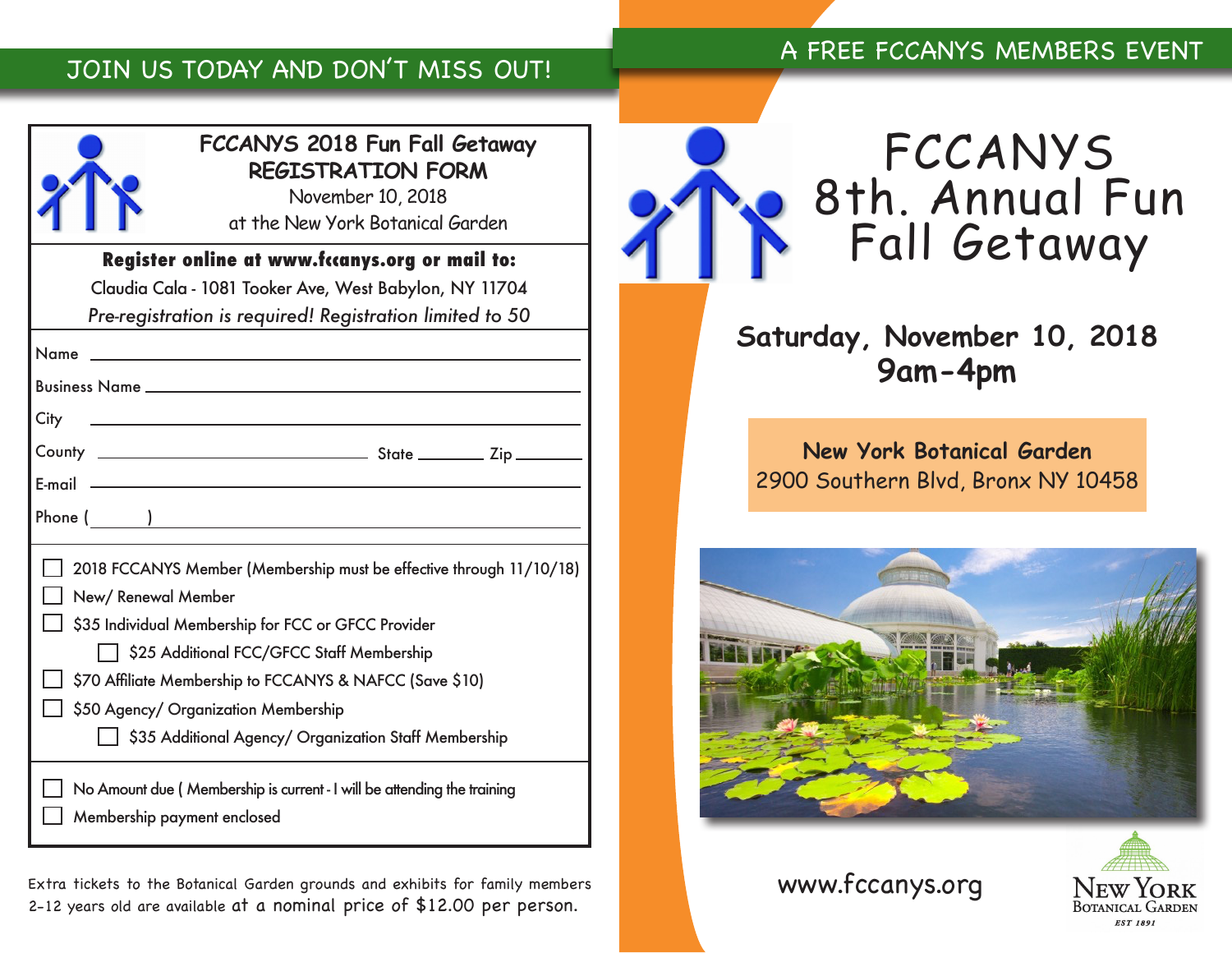JOIN US TODAY AND DON'T MISS OUT!

## FCCANYS 2018 Fun Fall Getaway
## REGISTRATION FORM

November 10, 2018
at the New York Botanical Garden

**Register online at www.fccanys.org or mail to:**
Claudia Cala - 1081 Tooker Ave, West Babylon, NY 11704
*Pre-registration is required! Registration limited to 50*

Name ____________________

Business Name ____________________

City ____________________

County ____________________ State ________ Zip ________

E-mail ____________________

Phone (        ) ____________________

- ☐ 2018 FCCANYS Member (Membership must be effective through 11/10/18)
- ☐ New/ Renewal Member
- ☐ $35 Individual Membership for FCC or GFCC Provider
  - ☐ $25 Additional FCC/GFCC Staff Membership
- ☐ $70 Affiliate Membership to FCCANYS & NAFCC (Save $10)
- ☐ $50 Agency/ Organization Membership
  - ☐ $35 Additional Agency/ Organization Staff Membership

- ☐ No Amount due ( Membership is current - I will be attending the training
- ☐ Membership payment enclosed

Extra tickets to the Botanical Garden grounds and exhibits for family members 2-12 years old are available at a nominal price of $12.00 per person.

A FREE FCCANYS MEMBERS EVENT

# FCCANYS 8th. Annual Fun Fall Getaway

**Saturday, November 10, 2018**
**9am-4pm**

**New York Botanical Garden**
2900 Southern Blvd, Bronx NY 10458

www.fccanys.org

NEW YORK BOTANICAL GARDEN
EST 1891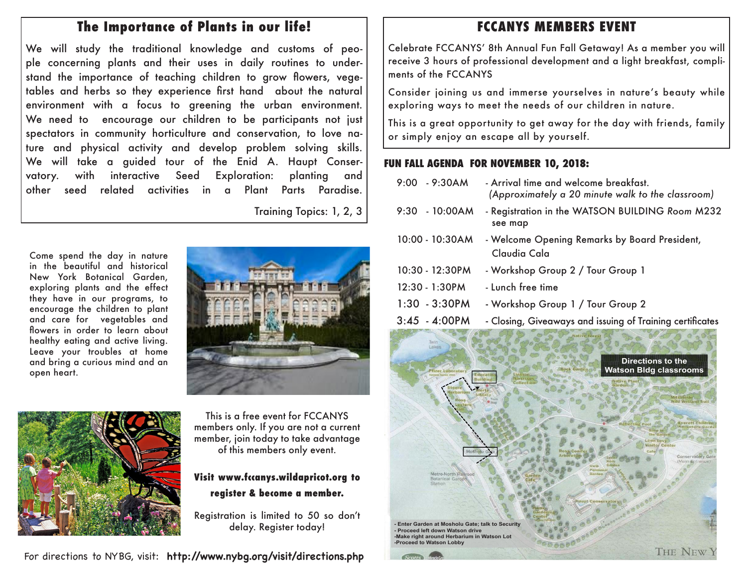## The Importance of Plants in our life!

We will study the traditional knowledge and customs of people concerning plants and their uses in daily routines to understand the importance of teaching children to grow flowers, vegetables and herbs so they experience first hand about the natural environment with a focus to greening the urban environment. We need to encourage our children to be participants not just spectators in community horticulture and conservation, to love nature and physical activity and develop problem solving skills. We will take a guided tour of the Enid A. Haupt Conservatory. with interactive Seed Exploration: planting and other seed related activities in a Plant Parts Paradise.

Training Topics: 1, 2, 3

Come spend the day in nature in the beautiful and historical New York Botanical Garden, exploring plants and the effect they have in our programs, to encourage the children to plant and care for vegetables and flowers in order to learn about healthy eating and active living. Leave your troubles at home and bring a curious mind and an open heart.

This is a free event for FCCANYS members only. If you are not a current member, join today to take advantage of this members only event.

**Visit www.fccanys.wildapricot.org to register & become a member.**

Registration is limited to 50 so don't delay. Register today!

For directions to NYBG, visit: **http://www.nybg.org/visit/directions.php**

## FCCANYS MEMBERS EVENT

Celebrate FCCANYS' 8th Annual Fun Fall Getaway! As a member you will receive 3 hours of professional development and a light breakfast, compliments of the FCCANYS

Consider joining us and immerse yourselves in nature's beauty while exploring ways to meet the needs of our children in nature.

This is a great opportunity to get away for the day with friends, family or simply enjoy an escape all by yourself.

### FUN FALL AGENDA FOR NOVEMBER 10, 2018:

| | |
|---|---|
| 9:00 - 9:30AM | - Arrival time and welcome breakfast. *(Approximately a 20 minute walk to the classroom)* |
| 9:30 - 10:00AM | - Registration in the WATSON BUILDING *Room* M232 see map |
| 10:00 - 10:30AM | - Welcome Opening Remarks by Board President, Claudia Cala |
| 10:30 - 12:30PM | - Workshop Group 2 / Tour Group 1 |
| 12:30 - 1:30PM | - Lunch free time |
| 1:30 - 3:30PM | - Workshop Group 1 / Tour Group 2 |
| 3:45 - 4:00PM | - Closing, Giveaways and issuing of Training certificates |

**Directions to the Watson Bldg classrooms**

- Enter Garden at Mosholu Gate; talk to Security
- Proceed left down Watson drive
- Make right around Herbarium in Watson Lot
- Proceed to Watson Lobby